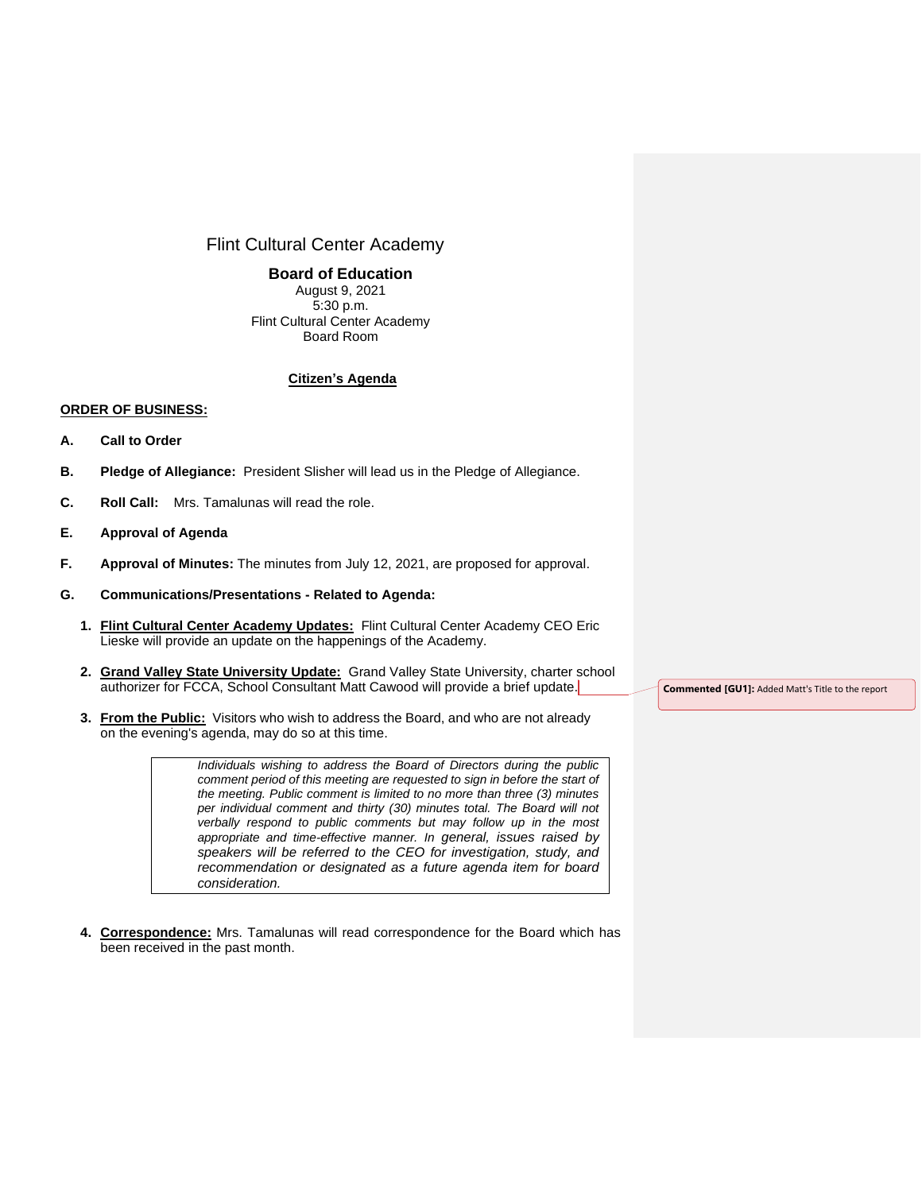# Flint Cultural Center Academy

## Board of Education

August 9, 2021
5:30 p.m.
Flint Cultural Center Academy
Board Room

**Citizen's Agenda**

**ORDER OF BUSINESS:**

**A. Call to Order**

**B. Pledge of Allegiance:** President Slisher will lead us in the Pledge of Allegiance.

**C. Roll Call:** Mrs. Tamalunas will read the role.

**E. Approval of Agenda**

**F. Approval of Minutes:** The minutes from July 12, 2021, are proposed for approval.

**G. Communications/Presentations - Related to Agenda:**

1. **Flint Cultural Center Academy Updates:** Flint Cultural Center Academy CEO Eric Lieske will provide an update on the happenings of the Academy.

2. **Grand Valley State University Update:** Grand Valley State University, charter school authorizer for FCCA, School Consultant Matt Cawood will provide a brief update.

   **Commented [GU1]:** Added Matt's Title to the report

3. **From the Public:** Visitors who wish to address the Board, and who are not already on the evening's agenda, may do so at this time.

   > *Individuals wishing to address the Board of Directors during the public comment period of this meeting are requested to sign in before the start of the meeting. Public comment is limited to no more than three (3) minutes per individual comment and thirty (30) minutes total. The Board will not verbally respond to public comments but may follow up in the most appropriate and time-effective manner. In general, issues raised by speakers will be referred to the CEO for investigation, study, and recommendation or designated as a future agenda item for board consideration.*

4. **Correspondence:** Mrs. Tamalunas will read correspondence for the Board which has been received in the past month.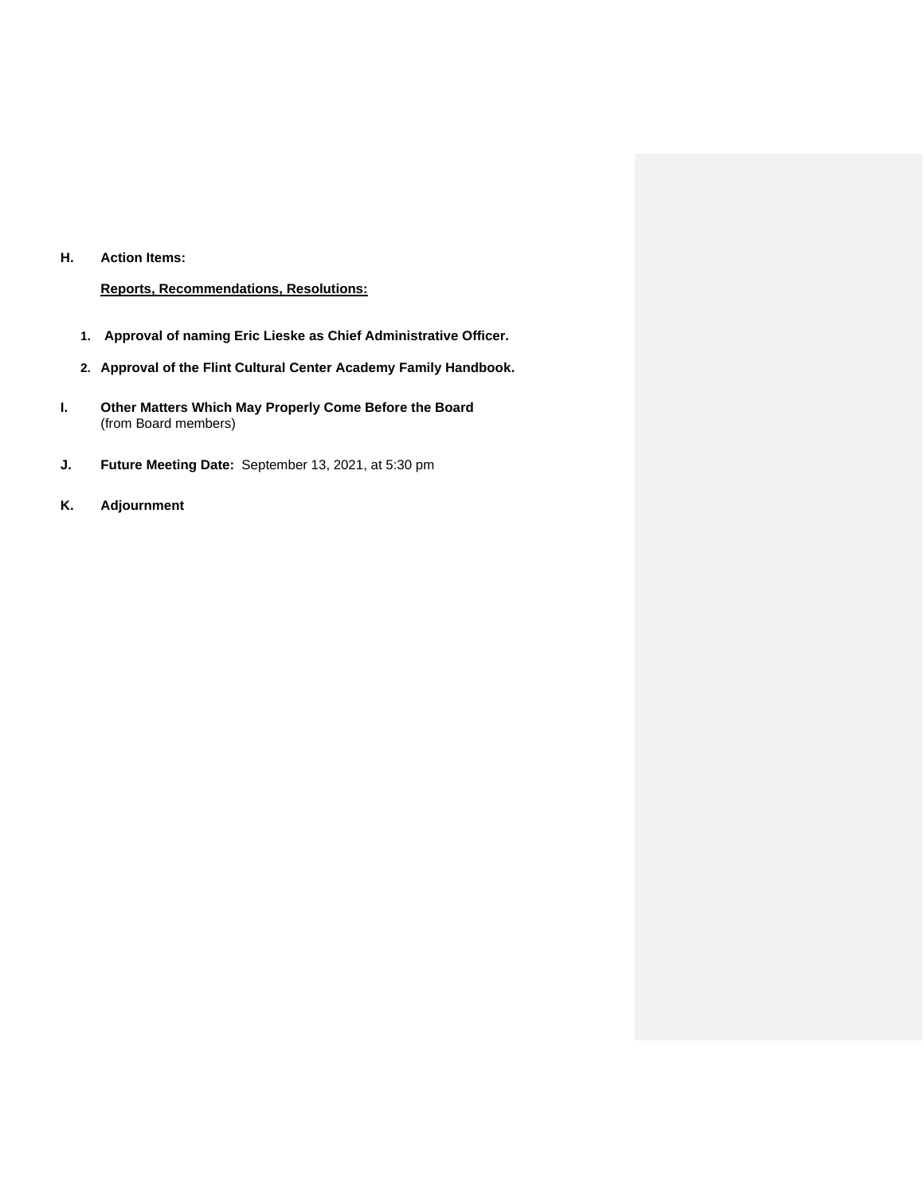**H. Action Items:**

**Reports, Recommendations, Resolutions:**

1. **Approval of naming Eric Lieske as Chief Administrative Officer.**
2. **Approval of the Flint Cultural Center Academy Family Handbook.**

**I. Other Matters Which May Properly Come Before the Board**
(from Board members)

**J. Future Meeting Date:** September 13, 2021, at 5:30 pm

**K. Adjournment**